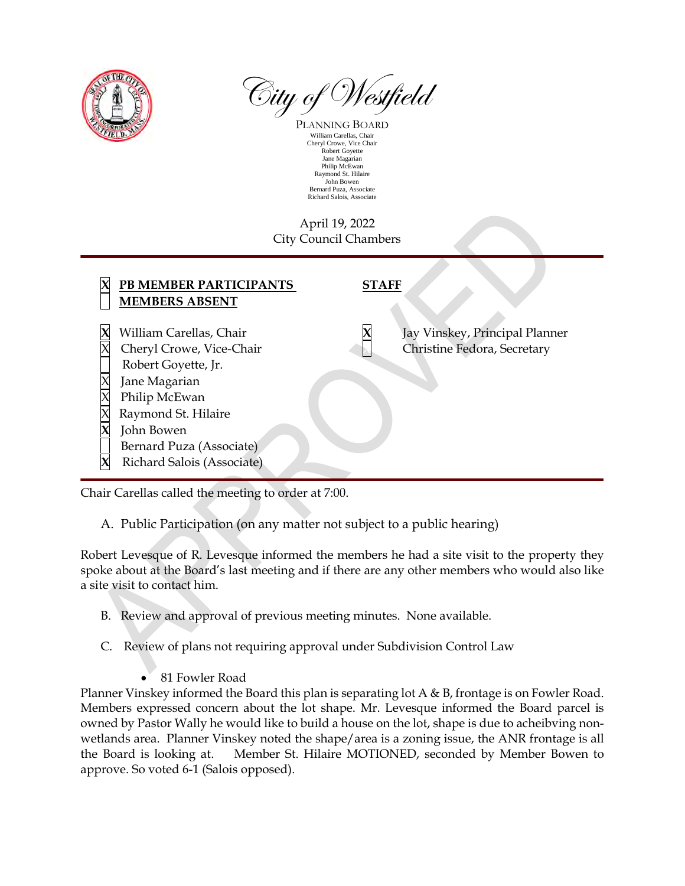# City of Westfield

PLANNING BOARD

William Carellas, Chair
Cheryl Crowe, Vice Chair
Robert Goyette
Jane Magarian
Philip McEwan
Raymond St. Hilaire
John Bowen
Bernard Puza, Associate
Richard Salois, Associate

April 19, 2022
City Council Chambers

| | PB MEMBER PARTICIPANTS / MEMBERS ABSENT | | STAFF |
|---|---|---|---|
| X | William Carellas, Chair | X | Jay Vinskey, Principal Planner |
| X | Cheryl Crowe, Vice-Chair | | Christine Fedora, Secretary |
| | Robert Goyette, Jr. | | |
| X | Jane Magarian | | |
| X | Philip McEwan | | |
| X | Raymond St. Hilaire | | |
| X | John Bowen | | |
| | Bernard Puza (Associate) | | |
| X | Richard Salois (Associate) | | |

Chair Carellas called the meeting to order at 7:00.

A. Public Participation (on any matter not subject to a public hearing)

Robert Levesque of R. Levesque informed the members he had a site visit to the property they spoke about at the Board's last meeting and if there are any other members who would also like a site visit to contact him.

B. Review and approval of previous meeting minutes. None available.

C. Review of plans not requiring approval under Subdivision Control Law

- 81 Fowler Road

Planner Vinskey informed the Board this plan is separating lot A & B, frontage is on Fowler Road. Members expressed concern about the lot shape. Mr. Levesque informed the Board parcel is owned by Pastor Wally he would like to build a house on the lot, shape is due to acheibving non-wetlands area. Planner Vinskey noted the shape/area is a zoning issue, the ANR frontage is all the Board is looking at. Member St. Hilaire MOTIONED, seconded by Member Bowen to approve. So voted 6-1 (Salois opposed).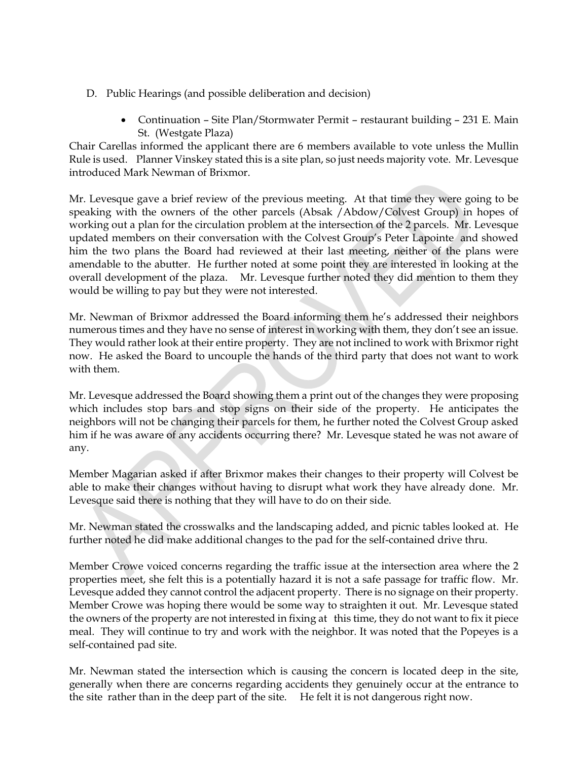D. Public Hearings (and possible deliberation and decision)

- Continuation – Site Plan/Stormwater Permit – restaurant building – 231 E. Main St. (Westgate Plaza)

Chair Carellas informed the applicant there are 6 members available to vote unless the Mullin Rule is used. Planner Vinskey stated this is a site plan, so just needs majority vote. Mr. Levesque introduced Mark Newman of Brixmor.

Mr. Levesque gave a brief review of the previous meeting. At that time they were going to be speaking with the owners of the other parcels (Absak /Abdow/Colvest Group) in hopes of working out a plan for the circulation problem at the intersection of the 2 parcels. Mr. Levesque updated members on their conversation with the Colvest Group's Peter Lapointe and showed him the two plans the Board had reviewed at their last meeting, neither of the plans were amendable to the abutter. He further noted at some point they are interested in looking at the overall development of the plaza. Mr. Levesque further noted they did mention to them they would be willing to pay but they were not interested.

Mr. Newman of Brixmor addressed the Board informing them he's addressed their neighbors numerous times and they have no sense of interest in working with them, they don't see an issue. They would rather look at their entire property. They are not inclined to work with Brixmor right now. He asked the Board to uncouple the hands of the third party that does not want to work with them.

Mr. Levesque addressed the Board showing them a print out of the changes they were proposing which includes stop bars and stop signs on their side of the property. He anticipates the neighbors will not be changing their parcels for them, he further noted the Colvest Group asked him if he was aware of any accidents occurring there? Mr. Levesque stated he was not aware of any.

Member Magarian asked if after Brixmor makes their changes to their property will Colvest be able to make their changes without having to disrupt what work they have already done. Mr. Levesque said there is nothing that they will have to do on their side.

Mr. Newman stated the crosswalks and the landscaping added, and picnic tables looked at. He further noted he did make additional changes to the pad for the self-contained drive thru.

Member Crowe voiced concerns regarding the traffic issue at the intersection area where the 2 properties meet, she felt this is a potentially hazard it is not a safe passage for traffic flow. Mr. Levesque added they cannot control the adjacent property. There is no signage on their property. Member Crowe was hoping there would be some way to straighten it out. Mr. Levesque stated the owners of the property are not interested in fixing at this time, they do not want to fix it piece meal. They will continue to try and work with the neighbor. It was noted that the Popeyes is a self-contained pad site.

Mr. Newman stated the intersection which is causing the concern is located deep in the site, generally when there are concerns regarding accidents they genuinely occur at the entrance to the site rather than in the deep part of the site. He felt it is not dangerous right now.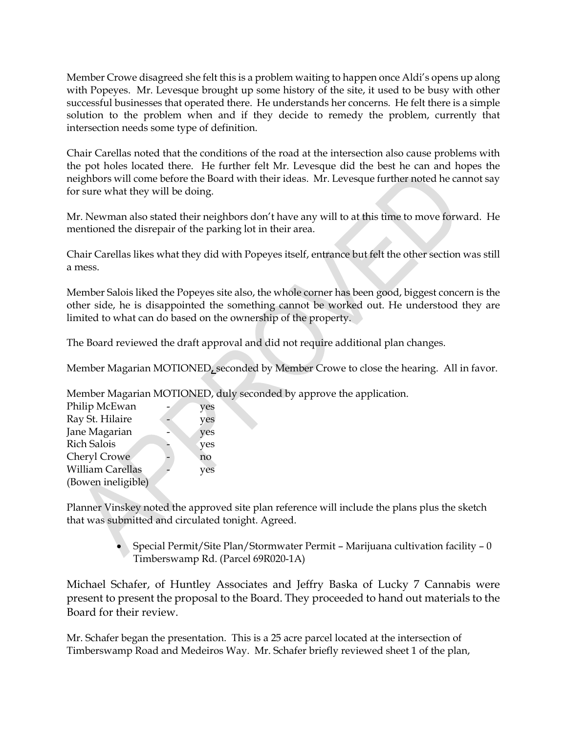Member Crowe disagreed she felt this is a problem waiting to happen once Aldi's opens up along with Popeyes. Mr. Levesque brought up some history of the site, it used to be busy with other successful businesses that operated there. He understands her concerns. He felt there is a simple solution to the problem when and if they decide to remedy the problem, currently that intersection needs some type of definition.

Chair Carellas noted that the conditions of the road at the intersection also cause problems with the pot holes located there. He further felt Mr. Levesque did the best he can and hopes the neighbors will come before the Board with their ideas. Mr. Levesque further noted he cannot say for sure what they will be doing.

Mr. Newman also stated their neighbors don't have any will to at this time to move forward. He mentioned the disrepair of the parking lot in their area.

Chair Carellas likes what they did with Popeyes itself, entrance but felt the other section was still a mess.

Member Salois liked the Popeyes site also, the whole corner has been good, biggest concern is the other side, he is disappointed the something cannot be worked out. He understood they are limited to what can do based on the ownership of the property.

The Board reviewed the draft approval and did not require additional plan changes.

Member Magarian MOTIONED, seconded by Member Crowe to close the hearing. All in favor.

Member Magarian MOTIONED, duly seconded by approve the application.

| | | |
|---|---|---|
| Philip McEwan | - | yes |
| Ray St. Hilaire | - | yes |
| Jane Magarian | - | yes |
| Rich Salois | - | yes |
| Cheryl Crowe | - | no |
| William Carellas | - | yes |
| (Bowen ineligible) | | |

Planner Vinskey noted the approved site plan reference will include the plans plus the sketch that was submitted and circulated tonight. Agreed.

- Special Permit/Site Plan/Stormwater Permit – Marijuana cultivation facility – 0 Timberswamp Rd. (Parcel 69R020-1A)

Michael Schafer, of Huntley Associates and Jeffry Baska of Lucky 7 Cannabis were present to present the proposal to the Board. They proceeded to hand out materials to the Board for their review.

Mr. Schafer began the presentation. This is a 25 acre parcel located at the intersection of Timberswamp Road and Medeiros Way. Mr. Schafer briefly reviewed sheet 1 of the plan,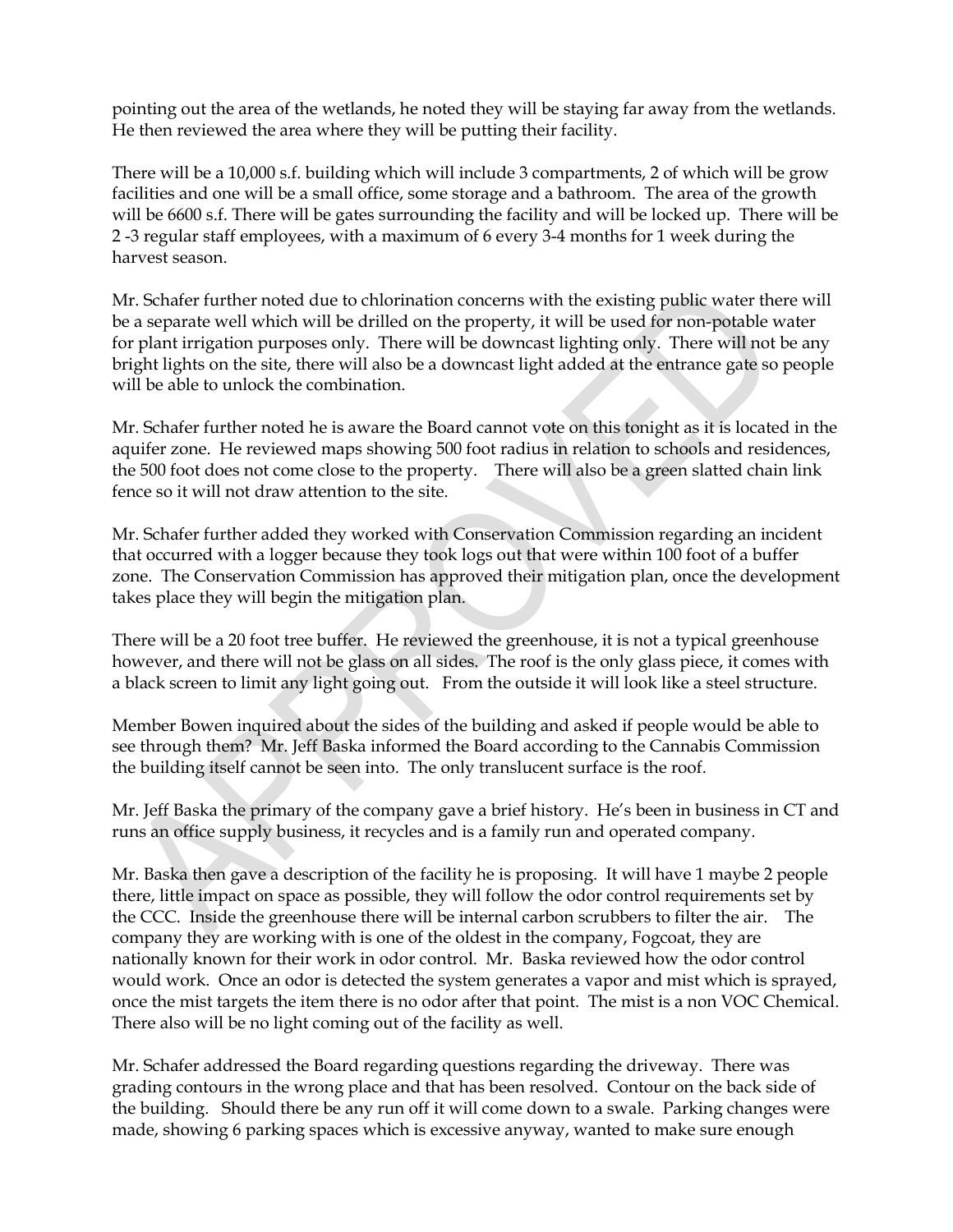pointing out the area of the wetlands, he noted they will be staying far away from the wetlands. He then reviewed the area where they will be putting their facility.

There will be a 10,000 s.f. building which will include 3 compartments, 2 of which will be grow facilities and one will be a small office, some storage and a bathroom. The area of the growth will be 6600 s.f. There will be gates surrounding the facility and will be locked up. There will be 2 -3 regular staff employees, with a maximum of 6 every 3-4 months for 1 week during the harvest season.

Mr. Schafer further noted due to chlorination concerns with the existing public water there will be a separate well which will be drilled on the property, it will be used for non-potable water for plant irrigation purposes only. There will be downcast lighting only. There will not be any bright lights on the site, there will also be a downcast light added at the entrance gate so people will be able to unlock the combination.

Mr. Schafer further noted he is aware the Board cannot vote on this tonight as it is located in the aquifer zone. He reviewed maps showing 500 foot radius in relation to schools and residences, the 500 foot does not come close to the property. There will also be a green slatted chain link fence so it will not draw attention to the site.

Mr. Schafer further added they worked with Conservation Commission regarding an incident that occurred with a logger because they took logs out that were within 100 foot of a buffer zone. The Conservation Commission has approved their mitigation plan, once the development takes place they will begin the mitigation plan.

There will be a 20 foot tree buffer. He reviewed the greenhouse, it is not a typical greenhouse however, and there will not be glass on all sides. The roof is the only glass piece, it comes with a black screen to limit any light going out. From the outside it will look like a steel structure.

Member Bowen inquired about the sides of the building and asked if people would be able to see through them? Mr. Jeff Baska informed the Board according to the Cannabis Commission the building itself cannot be seen into. The only translucent surface is the roof.

Mr. Jeff Baska the primary of the company gave a brief history. He's been in business in CT and runs an office supply business, it recycles and is a family run and operated company.

Mr. Baska then gave a description of the facility he is proposing. It will have 1 maybe 2 people there, little impact on space as possible, they will follow the odor control requirements set by the CCC. Inside the greenhouse there will be internal carbon scrubbers to filter the air. The company they are working with is one of the oldest in the company, Fogcoat, they are nationally known for their work in odor control. Mr. Baska reviewed how the odor control would work. Once an odor is detected the system generates a vapor and mist which is sprayed, once the mist targets the item there is no odor after that point. The mist is a non VOC Chemical. There also will be no light coming out of the facility as well.

Mr. Schafer addressed the Board regarding questions regarding the driveway. There was grading contours in the wrong place and that has been resolved. Contour on the back side of the building. Should there be any run off it will come down to a swale. Parking changes were made, showing 6 parking spaces which is excessive anyway, wanted to make sure enough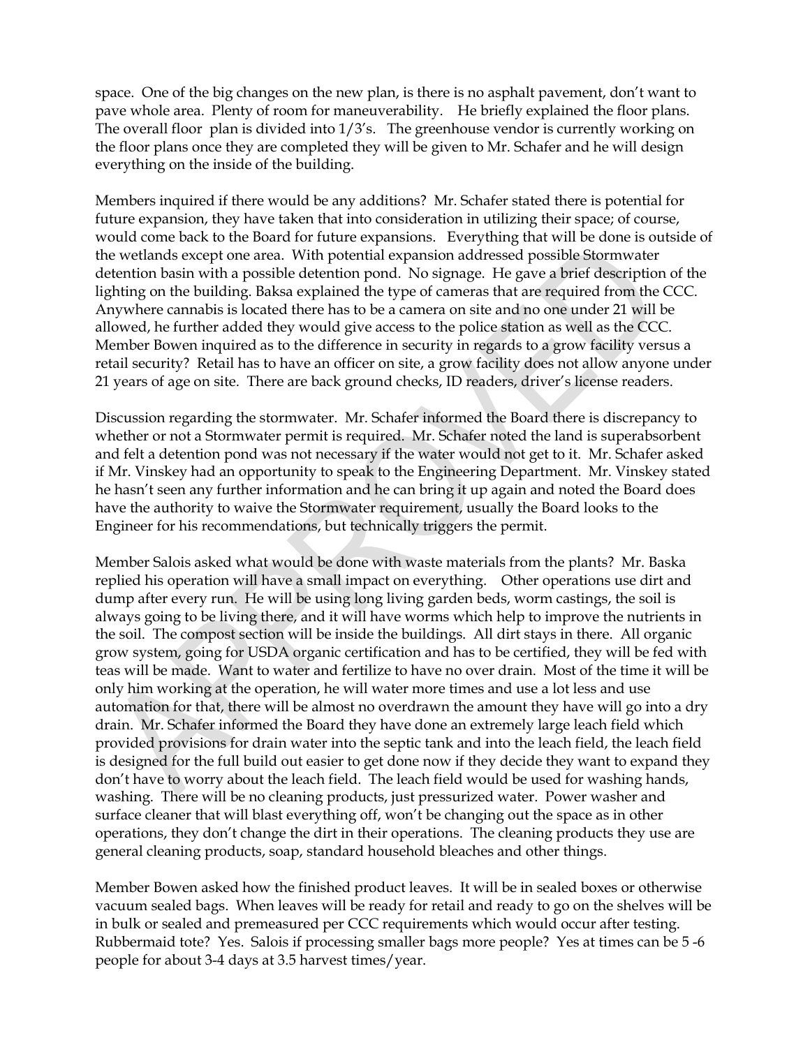space. One of the big changes on the new plan, is there is no asphalt pavement, don't want to pave whole area. Plenty of room for maneuverability. He briefly explained the floor plans. The overall floor plan is divided into 1/3's. The greenhouse vendor is currently working on the floor plans once they are completed they will be given to Mr. Schafer and he will design everything on the inside of the building.

Members inquired if there would be any additions? Mr. Schafer stated there is potential for future expansion, they have taken that into consideration in utilizing their space; of course, would come back to the Board for future expansions. Everything that will be done is outside of the wetlands except one area. With potential expansion addressed possible Stormwater detention basin with a possible detention pond. No signage. He gave a brief description of the lighting on the building. Baksa explained the type of cameras that are required from the CCC. Anywhere cannabis is located there has to be a camera on site and no one under 21 will be allowed, he further added they would give access to the police station as well as the CCC. Member Bowen inquired as to the difference in security in regards to a grow facility versus a retail security? Retail has to have an officer on site, a grow facility does not allow anyone under 21 years of age on site. There are back ground checks, ID readers, driver's license readers.

Discussion regarding the stormwater. Mr. Schafer informed the Board there is discrepancy to whether or not a Stormwater permit is required. Mr. Schafer noted the land is superabsorbent and felt a detention pond was not necessary if the water would not get to it. Mr. Schafer asked if Mr. Vinskey had an opportunity to speak to the Engineering Department. Mr. Vinskey stated he hasn't seen any further information and he can bring it up again and noted the Board does have the authority to waive the Stormwater requirement, usually the Board looks to the Engineer for his recommendations, but technically triggers the permit.

Member Salois asked what would be done with waste materials from the plants? Mr. Baska replied his operation will have a small impact on everything. Other operations use dirt and dump after every run. He will be using long living garden beds, worm castings, the soil is always going to be living there, and it will have worms which help to improve the nutrients in the soil. The compost section will be inside the buildings. All dirt stays in there. All organic grow system, going for USDA organic certification and has to be certified, they will be fed with teas will be made. Want to water and fertilize to have no over drain. Most of the time it will be only him working at the operation, he will water more times and use a lot less and use automation for that, there will be almost no overdrawn the amount they have will go into a dry drain. Mr. Schafer informed the Board they have done an extremely large leach field which provided provisions for drain water into the septic tank and into the leach field, the leach field is designed for the full build out easier to get done now if they decide they want to expand they don't have to worry about the leach field. The leach field would be used for washing hands, washing. There will be no cleaning products, just pressurized water. Power washer and surface cleaner that will blast everything off, won't be changing out the space as in other operations, they don't change the dirt in their operations. The cleaning products they use are general cleaning products, soap, standard household bleaches and other things.

Member Bowen asked how the finished product leaves. It will be in sealed boxes or otherwise vacuum sealed bags. When leaves will be ready for retail and ready to go on the shelves will be in bulk or sealed and premeasured per CCC requirements which would occur after testing. Rubbermaid tote? Yes. Salois if processing smaller bags more people? Yes at times can be 5 -6 people for about 3-4 days at 3.5 harvest times/year.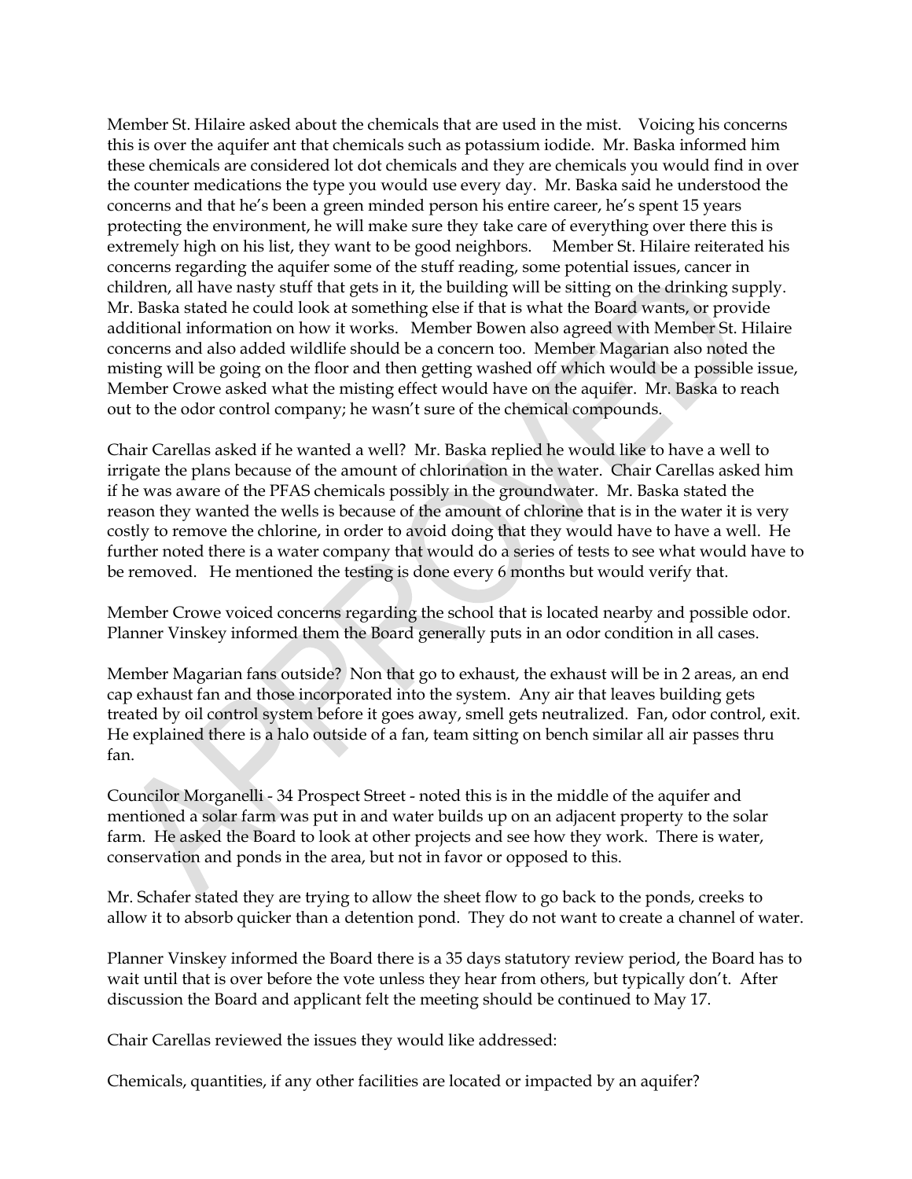Member St. Hilaire asked about the chemicals that are used in the mist. Voicing his concerns this is over the aquifer ant that chemicals such as potassium iodide. Mr. Baska informed him these chemicals are considered lot dot chemicals and they are chemicals you would find in over the counter medications the type you would use every day. Mr. Baska said he understood the concerns and that he's been a green minded person his entire career, he's spent 15 years protecting the environment, he will make sure they take care of everything over there this is extremely high on his list, they want to be good neighbors. Member St. Hilaire reiterated his concerns regarding the aquifer some of the stuff reading, some potential issues, cancer in children, all have nasty stuff that gets in it, the building will be sitting on the drinking supply. Mr. Baska stated he could look at something else if that is what the Board wants, or provide additional information on how it works. Member Bowen also agreed with Member St. Hilaire concerns and also added wildlife should be a concern too. Member Magarian also noted the misting will be going on the floor and then getting washed off which would be a possible issue, Member Crowe asked what the misting effect would have on the aquifer. Mr. Baska to reach out to the odor control company; he wasn't sure of the chemical compounds.

Chair Carellas asked if he wanted a well? Mr. Baska replied he would like to have a well to irrigate the plans because of the amount of chlorination in the water. Chair Carellas asked him if he was aware of the PFAS chemicals possibly in the groundwater. Mr. Baska stated the reason they wanted the wells is because of the amount of chlorine that is in the water it is very costly to remove the chlorine, in order to avoid doing that they would have to have a well. He further noted there is a water company that would do a series of tests to see what would have to be removed. He mentioned the testing is done every 6 months but would verify that.

Member Crowe voiced concerns regarding the school that is located nearby and possible odor. Planner Vinskey informed them the Board generally puts in an odor condition in all cases.

Member Magarian fans outside? Non that go to exhaust, the exhaust will be in 2 areas, an end cap exhaust fan and those incorporated into the system. Any air that leaves building gets treated by oil control system before it goes away, smell gets neutralized. Fan, odor control, exit. He explained there is a halo outside of a fan, team sitting on bench similar all air passes thru fan.

Councilor Morganelli - 34 Prospect Street - noted this is in the middle of the aquifer and mentioned a solar farm was put in and water builds up on an adjacent property to the solar farm. He asked the Board to look at other projects and see how they work. There is water, conservation and ponds in the area, but not in favor or opposed to this.

Mr. Schafer stated they are trying to allow the sheet flow to go back to the ponds, creeks to allow it to absorb quicker than a detention pond. They do not want to create a channel of water.

Planner Vinskey informed the Board there is a 35 days statutory review period, the Board has to wait until that is over before the vote unless they hear from others, but typically don't. After discussion the Board and applicant felt the meeting should be continued to May 17.

Chair Carellas reviewed the issues they would like addressed:

Chemicals, quantities, if any other facilities are located or impacted by an aquifer?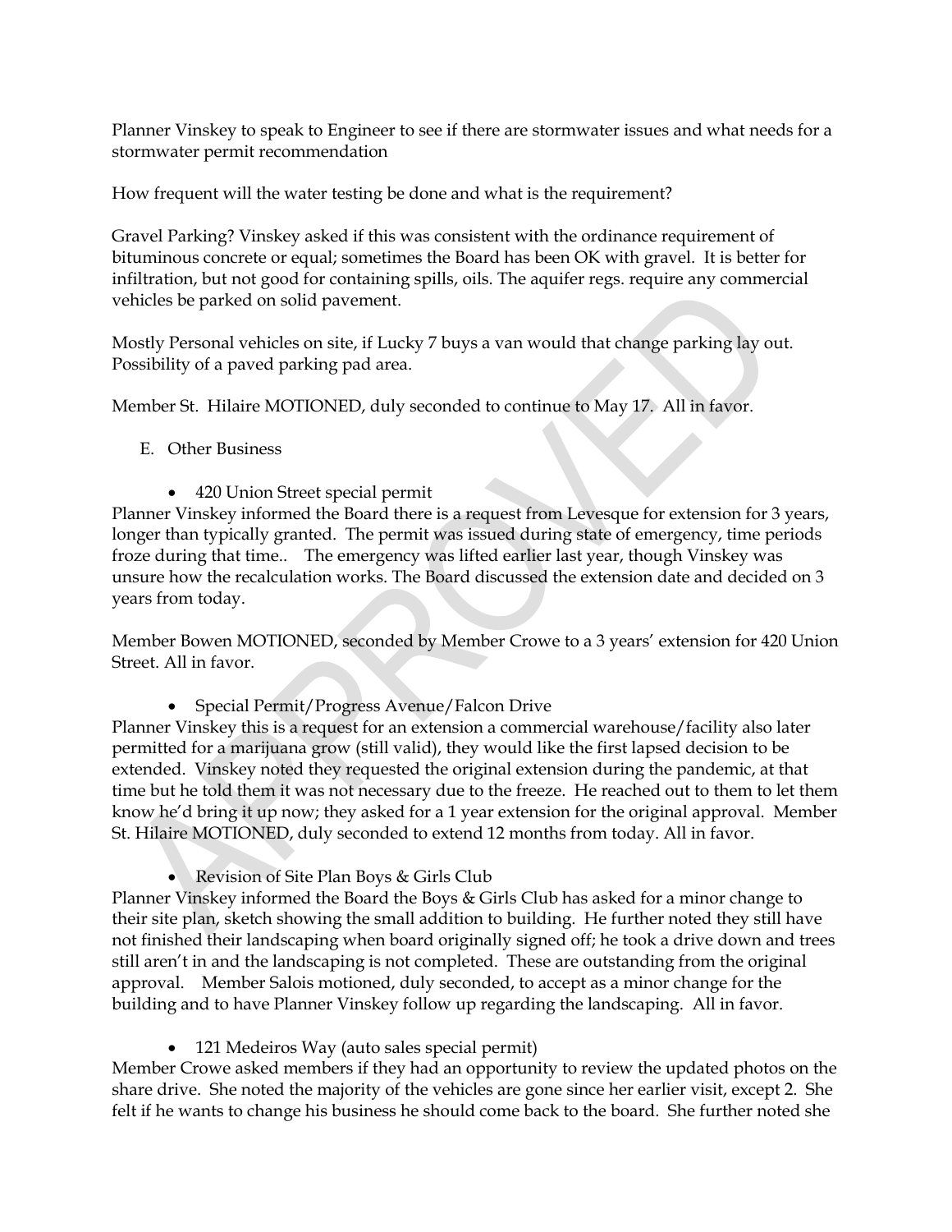Planner Vinskey to speak to Engineer to see if there are stormwater issues and what needs for a stormwater permit recommendation

How frequent will the water testing be done and what is the requirement?

Gravel Parking? Vinskey asked if this was consistent with the ordinance requirement of bituminous concrete or equal; sometimes the Board has been OK with gravel. It is better for infiltration, but not good for containing spills, oils. The aquifer regs. require any commercial vehicles be parked on solid pavement.

Mostly Personal vehicles on site, if Lucky 7 buys a van would that change parking lay out. Possibility of a paved parking pad area.

Member St. Hilaire MOTIONED, duly seconded to continue to May 17. All in favor.

E. Other Business

- 420 Union Street special permit

Planner Vinskey informed the Board there is a request from Levesque for extension for 3 years, longer than typically granted. The permit was issued during state of emergency, time periods froze during that time.. The emergency was lifted earlier last year, though Vinskey was unsure how the recalculation works. The Board discussed the extension date and decided on 3 years from today.

Member Bowen MOTIONED, seconded by Member Crowe to a 3 years' extension for 420 Union Street. All in favor.

- Special Permit/Progress Avenue/Falcon Drive

Planner Vinskey this is a request for an extension a commercial warehouse/facility also later permitted for a marijuana grow (still valid), they would like the first lapsed decision to be extended. Vinskey noted they requested the original extension during the pandemic, at that time but he told them it was not necessary due to the freeze. He reached out to them to let them know he'd bring it up now; they asked for a 1 year extension for the original approval. Member St. Hilaire MOTIONED, duly seconded to extend 12 months from today. All in favor.

- Revision of Site Plan Boys & Girls Club

Planner Vinskey informed the Board the Boys & Girls Club has asked for a minor change to their site plan, sketch showing the small addition to building. He further noted they still have not finished their landscaping when board originally signed off; he took a drive down and trees still aren't in and the landscaping is not completed. These are outstanding from the original approval. Member Salois motioned, duly seconded, to accept as a minor change for the building and to have Planner Vinskey follow up regarding the landscaping. All in favor.

- 121 Medeiros Way (auto sales special permit)

Member Crowe asked members if they had an opportunity to review the updated photos on the share drive. She noted the majority of the vehicles are gone since her earlier visit, except 2. She felt if he wants to change his business he should come back to the board. She further noted she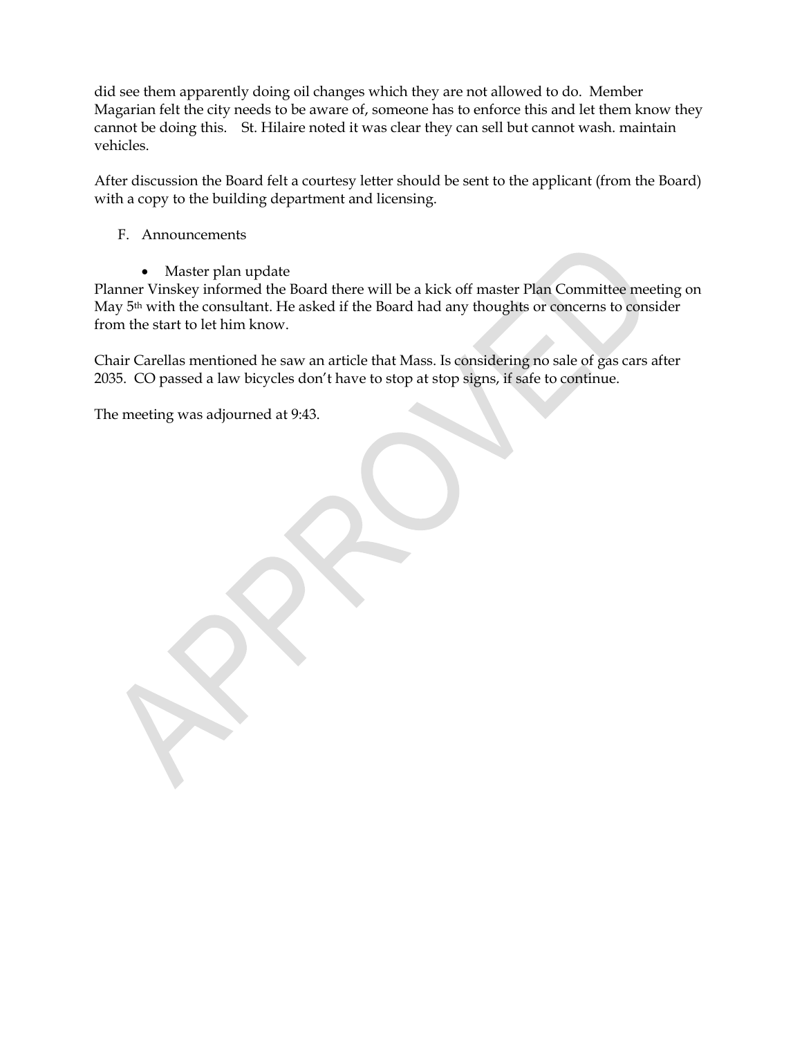did see them apparently doing oil changes which they are not allowed to do. Member Magarian felt the city needs to be aware of, someone has to enforce this and let them know they cannot be doing this. St. Hilaire noted it was clear they can sell but cannot wash. maintain vehicles.

After discussion the Board felt a courtesy letter should be sent to the applicant (from the Board) with a copy to the building department and licensing.

F. Announcements

- Master plan update

Planner Vinskey informed the Board there will be a kick off master Plan Committee meeting on May 5th with the consultant. He asked if the Board had any thoughts or concerns to consider from the start to let him know.

Chair Carellas mentioned he saw an article that Mass. Is considering no sale of gas cars after 2035. CO passed a law bicycles don't have to stop at stop signs, if safe to continue.

The meeting was adjourned at 9:43.